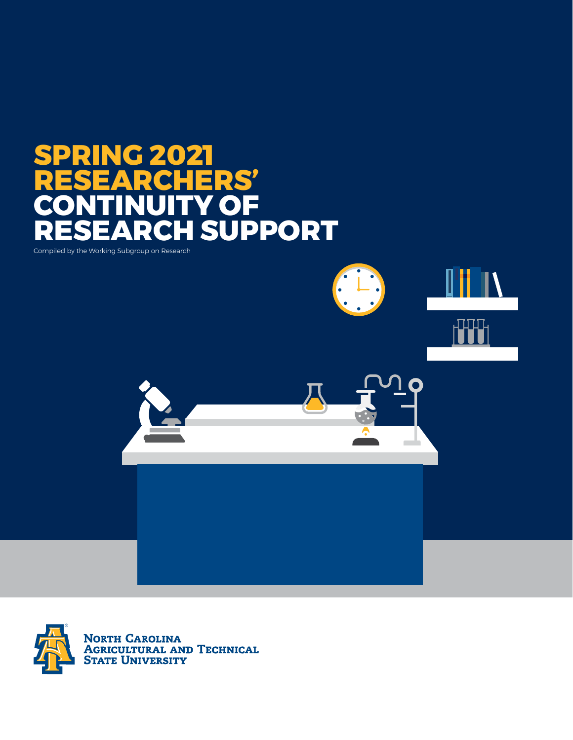# SPRING 2021 RESEARCHERS' CONTINUITY OF RESEARCH SUPPORT

Compiled by the Working Subgroup on Research

North Carolina Agricultural and Technical State University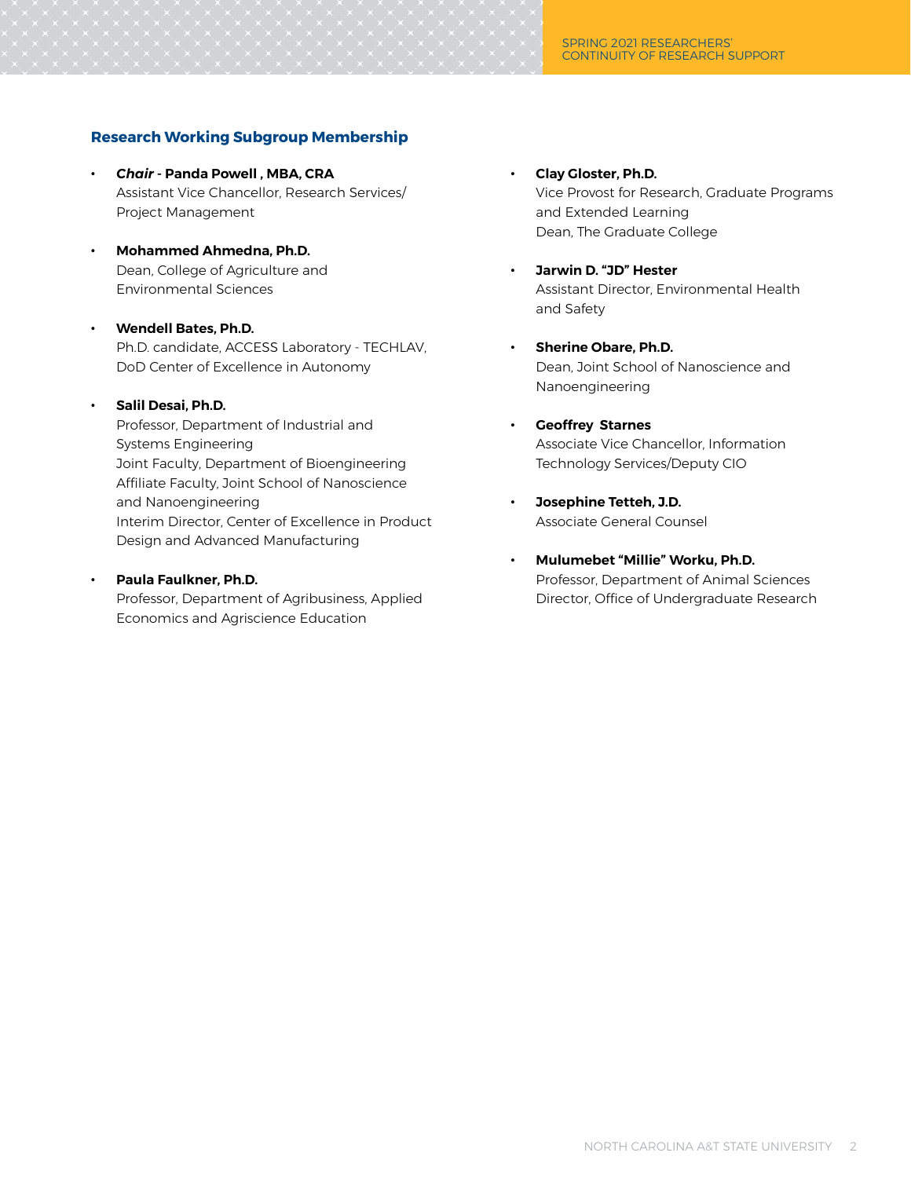## Research Working Subgroup Membership

- ***Chair*** **- Panda Powell , MBA, CRA**
  Assistant Vice Chancellor, Research Services/ Project Management

- **Mohammed Ahmedna, Ph.D.**
  Dean, College of Agriculture and Environmental Sciences

- **Wendell Bates, Ph.D.**
  Ph.D. candidate, ACCESS Laboratory - TECHLAV, DoD Center of Excellence in Autonomy

- **Salil Desai, Ph.D.**
  Professor, Department of Industrial and Systems Engineering
  Joint Faculty, Department of Bioengineering
  Affiliate Faculty, Joint School of Nanoscience and Nanoengineering
  Interim Director, Center of Excellence in Product Design and Advanced Manufacturing

- **Paula Faulkner, Ph.D.**
  Professor, Department of Agribusiness, Applied Economics and Agriscience Education

- **Clay Gloster, Ph.D.**
  Vice Provost for Research, Graduate Programs and Extended Learning
  Dean, The Graduate College

- **Jarwin D. "JD" Hester**
  Assistant Director, Environmental Health and Safety

- **Sherine Obare, Ph.D.**
  Dean, Joint School of Nanoscience and Nanoengineering

- **Geoffrey Starnes**
  Associate Vice Chancellor, Information Technology Services/Deputy CIO

- **Josephine Tetteh, J.D.**
  Associate General Counsel

- **Mulumebet "Millie" Worku, Ph.D.**
  Professor, Department of Animal Sciences
  Director, Office of Undergraduate Research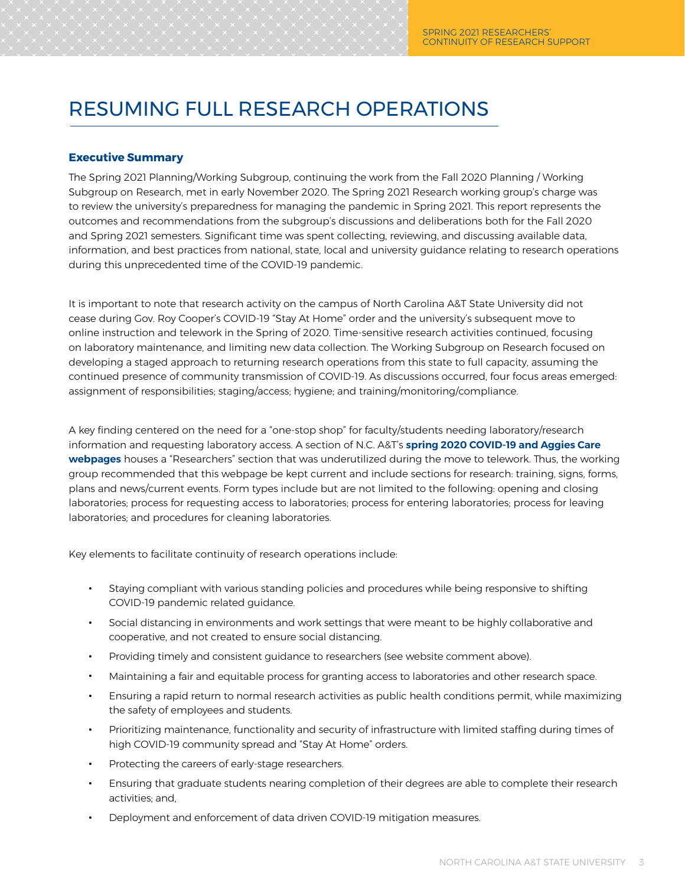# RESUMING FULL RESEARCH OPERATIONS

**Executive Summary**

The Spring 2021 Planning/Working Subgroup, continuing the work from the Fall 2020 Planning / Working Subgroup on Research, met in early November 2020. The Spring 2021 Research working group's charge was to review the university's preparedness for managing the pandemic in Spring 2021. This report represents the outcomes and recommendations from the subgroup's discussions and deliberations both for the Fall 2020 and Spring 2021 semesters. Significant time was spent collecting, reviewing, and discussing available data, information, and best practices from national, state, local and university guidance relating to research operations during this unprecedented time of the COVID-19 pandemic.

It is important to note that research activity on the campus of North Carolina A&T State University did not cease during Gov. Roy Cooper's COVID-19 "Stay At Home" order and the university's subsequent move to online instruction and telework in the Spring of 2020. Time-sensitive research activities continued, focusing on laboratory maintenance, and limiting new data collection. The Working Subgroup on Research focused on developing a staged approach to returning research operations from this state to full capacity, assuming the continued presence of community transmission of COVID-19. As discussions occurred, four focus areas emerged: assignment of responsibilities; staging/access; hygiene; and training/monitoring/compliance.

A key finding centered on the need for a "one-stop shop" for faculty/students needing laboratory/research information and requesting laboratory access. A section of N.C. A&T's **spring 2020 COVID-19 and Aggies Care webpages** houses a "Researchers" section that was underutilized during the move to telework. Thus, the working group recommended that this webpage be kept current and include sections for research: training, signs, forms, plans and news/current events. Form types include but are not limited to the following: opening and closing laboratories; process for requesting access to laboratories; process for entering laboratories; process for leaving laboratories; and procedures for cleaning laboratories.

Key elements to facilitate continuity of research operations include:

- Staying compliant with various standing policies and procedures while being responsive to shifting COVID-19 pandemic related guidance.
- Social distancing in environments and work settings that were meant to be highly collaborative and cooperative, and not created to ensure social distancing.
- Providing timely and consistent guidance to researchers (see website comment above).
- Maintaining a fair and equitable process for granting access to laboratories and other research space.
- Ensuring a rapid return to normal research activities as public health conditions permit, while maximizing the safety of employees and students.
- Prioritizing maintenance, functionality and security of infrastructure with limited staffing during times of high COVID-19 community spread and "Stay At Home" orders.
- Protecting the careers of early-stage researchers.
- Ensuring that graduate students nearing completion of their degrees are able to complete their research activities; and,
- Deployment and enforcement of data driven COVID-19 mitigation measures.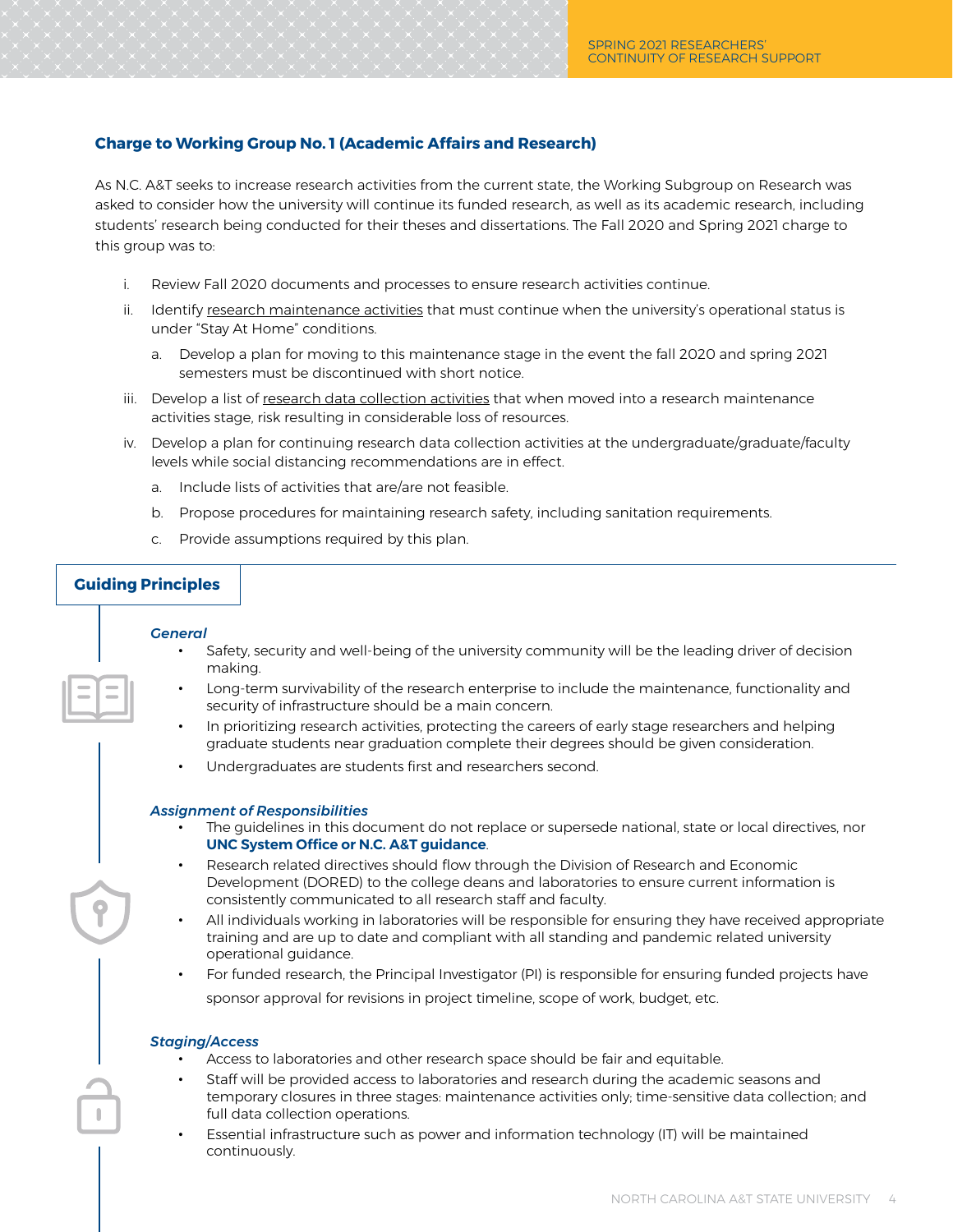## Charge to Working Group No. 1 (Academic Affairs and Research)

As N.C. A&T seeks to increase research activities from the current state, the Working Subgroup on Research was asked to consider how the university will continue its funded research, as well as its academic research, including students' research being conducted for their theses and dissertations. The Fall 2020 and Spring 2021 charge to this group was to:

i. Review Fall 2020 documents and processes to ensure research activities continue.

ii. Identify research maintenance activities that must continue when the university's operational status is under "Stay At Home" conditions.

   a. Develop a plan for moving to this maintenance stage in the event the fall 2020 and spring 2021 semesters must be discontinued with short notice.

iii. Develop a list of research data collection activities that when moved into a research maintenance activities stage, risk resulting in considerable loss of resources.

iv. Develop a plan for continuing research data collection activities at the undergraduate/graduate/faculty levels while social distancing recommendations are in effect.

   a. Include lists of activities that are/are not feasible.

   b. Propose procedures for maintaining research safety, including sanitation requirements.

   c. Provide assumptions required by this plan.

## Guiding Principles

### *General*

- Safety, security and well-being of the university community will be the leading driver of decision making.
- Long-term survivability of the research enterprise to include the maintenance, functionality and security of infrastructure should be a main concern.
- In prioritizing research activities, protecting the careers of early stage researchers and helping graduate students near graduation complete their degrees should be given consideration.
- Undergraduates are students first and researchers second.

### *Assignment of Responsibilities*

- The guidelines in this document do not replace or supersede national, state or local directives, nor **UNC System Office or N.C. A&T guidance**.
- Research related directives should flow through the Division of Research and Economic Development (DORED) to the college deans and laboratories to ensure current information is consistently communicated to all research staff and faculty.
- All individuals working in laboratories will be responsible for ensuring they have received appropriate training and are up to date and compliant with all standing and pandemic related university operational guidance.
- For funded research, the Principal Investigator (PI) is responsible for ensuring funded projects have sponsor approval for revisions in project timeline, scope of work, budget, etc.

### *Staging/Access*

- Access to laboratories and other research space should be fair and equitable.
- Staff will be provided access to laboratories and research during the academic seasons and temporary closures in three stages: maintenance activities only; time-sensitive data collection; and full data collection operations.
- Essential infrastructure such as power and information technology (IT) will be maintained continuously.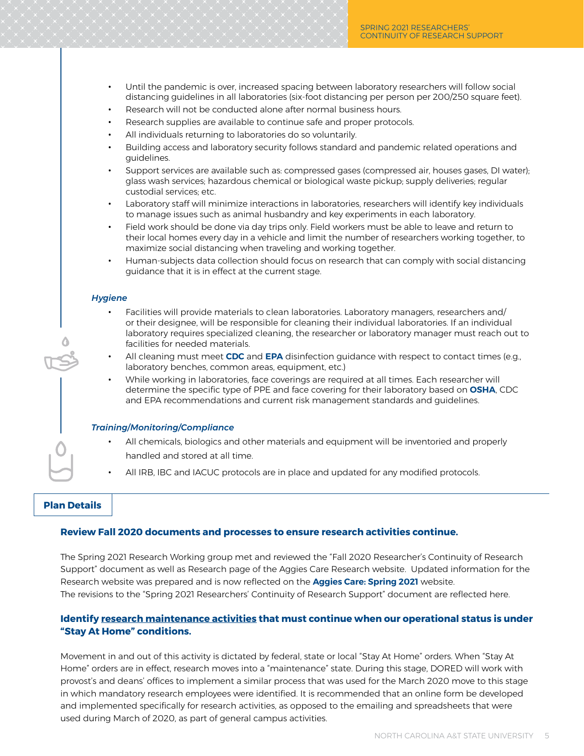- Until the pandemic is over, increased spacing between laboratory researchers will follow social distancing guidelines in all laboratories (six-foot distancing per person per 200/250 square feet).
- Research will not be conducted alone after normal business hours.
- Research supplies are available to continue safe and proper protocols.
- All individuals returning to laboratories do so voluntarily.
- Building access and laboratory security follows standard and pandemic related operations and guidelines.
- Support services are available such as: compressed gases (compressed air, houses gases, DI water); glass wash services; hazardous chemical or biological waste pickup; supply deliveries; regular custodial services; etc.
- Laboratory staff will minimize interactions in laboratories, researchers will identify key individuals to manage issues such as animal husbandry and key experiments in each laboratory.
- Field work should be done via day trips only. Field workers must be able to leave and return to their local homes every day in a vehicle and limit the number of researchers working together, to maximize social distancing when traveling and working together.
- Human-subjects data collection should focus on research that can comply with social distancing guidance that it is in effect at the current stage.

### *Hygiene*

- Facilities will provide materials to clean laboratories. Laboratory managers, researchers and/or their designee, will be responsible for cleaning their individual laboratories. If an individual laboratory requires specialized cleaning, the researcher or laboratory manager must reach out to facilities for needed materials.
- All cleaning must meet **CDC** and **EPA** disinfection guidance with respect to contact times (e.g., laboratory benches, common areas, equipment, etc.)
- While working in laboratories, face coverings are required at all times. Each researcher will determine the specific type of PPE and face covering for their laboratory based on **OSHA**, CDC and EPA recommendations and current risk management standards and guidelines.

### *Training/Monitoring/Compliance*

- All chemicals, biologics and other materials and equipment will be inventoried and properly handled and stored at all time.
- All IRB, IBC and IACUC protocols are in place and updated for any modified protocols.

## Plan Details

### Review Fall 2020 documents and processes to ensure research activities continue.

The Spring 2021 Research Working group met and reviewed the "Fall 2020 Researcher's Continuity of Research Support" document as well as Research page of the Aggies Care Research website. Updated information for the Research website was prepared and is now reflected on the **Aggies Care: Spring 2021** website.
The revisions to the "Spring 2021 Researchers' Continuity of Research Support" document are reflected here.

### Identify research maintenance activities that must continue when our operational status is under "Stay At Home" conditions.

Movement in and out of this activity is dictated by federal, state or local "Stay At Home" orders. When "Stay At Home" orders are in effect, research moves into a "maintenance" state. During this stage, DORED will work with provost's and deans' offices to implement a similar process that was used for the March 2020 move to this stage in which mandatory research employees were identified. It is recommended that an online form be developed and implemented specifically for research activities, as opposed to the emailing and spreadsheets that were used during March of 2020, as part of general campus activities.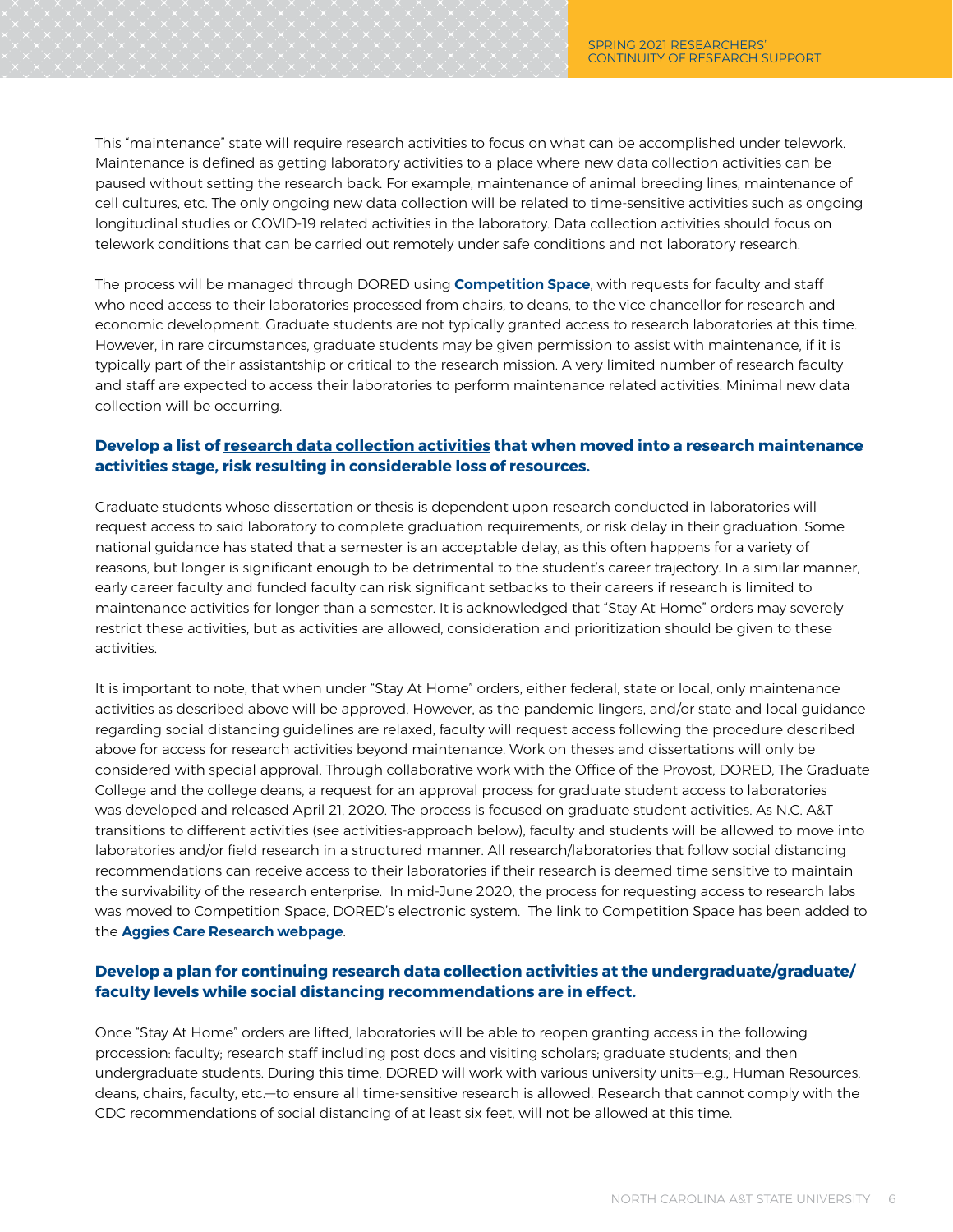This "maintenance" state will require research activities to focus on what can be accomplished under telework. Maintenance is defined as getting laboratory activities to a place where new data collection activities can be paused without setting the research back. For example, maintenance of animal breeding lines, maintenance of cell cultures, etc. The only ongoing new data collection will be related to time-sensitive activities such as ongoing longitudinal studies or COVID-19 related activities in the laboratory. Data collection activities should focus on telework conditions that can be carried out remotely under safe conditions and not laboratory research.

The process will be managed through DORED using **Competition Space**, with requests for faculty and staff who need access to their laboratories processed from chairs, to deans, to the vice chancellor for research and economic development. Graduate students are not typically granted access to research laboratories at this time. However, in rare circumstances, graduate students may be given permission to assist with maintenance, if it is typically part of their assistantship or critical to the research mission. A very limited number of research faculty and staff are expected to access their laboratories to perform maintenance related activities. Minimal new data collection will be occurring.

### Develop a list of research data collection activities that when moved into a research maintenance activities stage, risk resulting in considerable loss of resources.

Graduate students whose dissertation or thesis is dependent upon research conducted in laboratories will request access to said laboratory to complete graduation requirements, or risk delay in their graduation. Some national guidance has stated that a semester is an acceptable delay, as this often happens for a variety of reasons, but longer is significant enough to be detrimental to the student's career trajectory. In a similar manner, early career faculty and funded faculty can risk significant setbacks to their careers if research is limited to maintenance activities for longer than a semester. It is acknowledged that "Stay At Home" orders may severely restrict these activities, but as activities are allowed, consideration and prioritization should be given to these activities.

It is important to note, that when under "Stay At Home" orders, either federal, state or local, only maintenance activities as described above will be approved. However, as the pandemic lingers, and/or state and local guidance regarding social distancing guidelines are relaxed, faculty will request access following the procedure described above for access for research activities beyond maintenance. Work on theses and dissertations will only be considered with special approval. Through collaborative work with the Office of the Provost, DORED, The Graduate College and the college deans, a request for an approval process for graduate student access to laboratories was developed and released April 21, 2020. The process is focused on graduate student activities. As N.C. A&T transitions to different activities (see activities-approach below), faculty and students will be allowed to move into laboratories and/or field research in a structured manner. All research/laboratories that follow social distancing recommendations can receive access to their laboratories if their research is deemed time sensitive to maintain the survivability of the research enterprise. In mid-June 2020, the process for requesting access to research labs was moved to Competition Space, DORED's electronic system. The link to Competition Space has been added to the **Aggies Care Research webpage**.

### Develop a plan for continuing research data collection activities at the undergraduate/graduate/faculty levels while social distancing recommendations are in effect.

Once "Stay At Home" orders are lifted, laboratories will be able to reopen granting access in the following procession: faculty; research staff including post docs and visiting scholars; graduate students; and then undergraduate students. During this time, DORED will work with various university units—e.g., Human Resources, deans, chairs, faculty, etc.—to ensure all time-sensitive research is allowed. Research that cannot comply with the CDC recommendations of social distancing of at least six feet, will not be allowed at this time.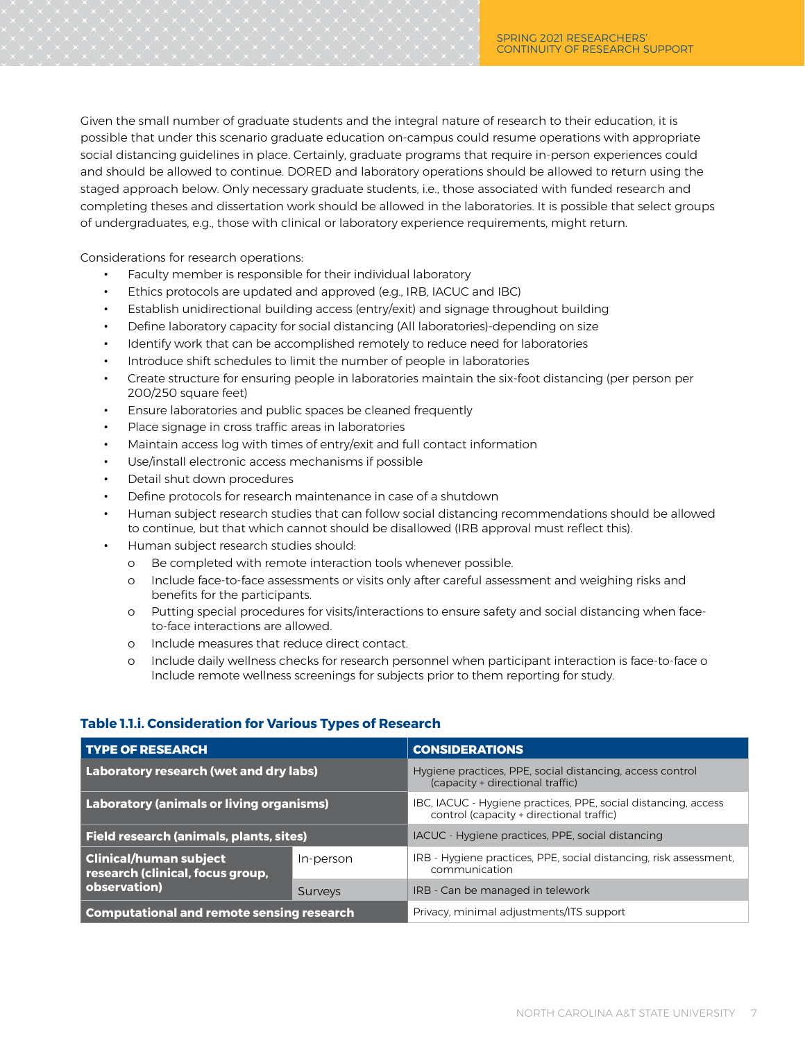Given the small number of graduate students and the integral nature of research to their education, it is possible that under this scenario graduate education on-campus could resume operations with appropriate social distancing guidelines in place. Certainly, graduate programs that require in-person experiences could and should be allowed to continue. DORED and laboratory operations should be allowed to return using the staged approach below. Only necessary graduate students, i.e., those associated with funded research and completing theses and dissertation work should be allowed in the laboratories. It is possible that select groups of undergraduates, e.g., those with clinical or laboratory experience requirements, might return.

Considerations for research operations:

- Faculty member is responsible for their individual laboratory
- Ethics protocols are updated and approved (e.g., IRB, IACUC and IBC)
- Establish unidirectional building access (entry/exit) and signage throughout building
- Define laboratory capacity for social distancing (All laboratories)-depending on size
- Identify work that can be accomplished remotely to reduce need for laboratories
- Introduce shift schedules to limit the number of people in laboratories
- Create structure for ensuring people in laboratories maintain the six-foot distancing (per person per 200/250 square feet)
- Ensure laboratories and public spaces be cleaned frequently
- Place signage in cross traffic areas in laboratories
- Maintain access log with times of entry/exit and full contact information
- Use/install electronic access mechanisms if possible
- Detail shut down procedures
- Define protocols for research maintenance in case of a shutdown
- Human subject research studies that can follow social distancing recommendations should be allowed to continue, but that which cannot should be disallowed (IRB approval must reflect this).
- Human subject research studies should:
  - Be completed with remote interaction tools whenever possible.
  - Include face-to-face assessments or visits only after careful assessment and weighing risks and benefits for the participants.
  - Putting special procedures for visits/interactions to ensure safety and social distancing when face-to-face interactions are allowed.
  - Include measures that reduce direct contact.
  - Include daily wellness checks for research personnel when participant interaction is face-to-face o Include remote wellness screenings for subjects prior to them reporting for study.

**Table 1.1.i. Consideration for Various Types of Research**

| TYPE OF RESEARCH | | CONSIDERATIONS |
|---|---|---|
| **Laboratory research (wet and dry labs)** | | Hygiene practices, PPE, social distancing, access control (capacity + directional traffic) |
| **Laboratory (animals or living organisms)** | | IBC, IACUC - Hygiene practices, PPE, social distancing, access control (capacity + directional traffic) |
| **Field research (animals, plants, sites)** | | IACUC - Hygiene practices, PPE, social distancing |
| **Clinical/human subject research (clinical, focus group, observation)** | In-person | IRB - Hygiene practices, PPE, social distancing, risk assessment, communication |
| | Surveys | IRB - Can be managed in telework |
| **Computational and remote sensing research** | | Privacy, minimal adjustments/ITS support |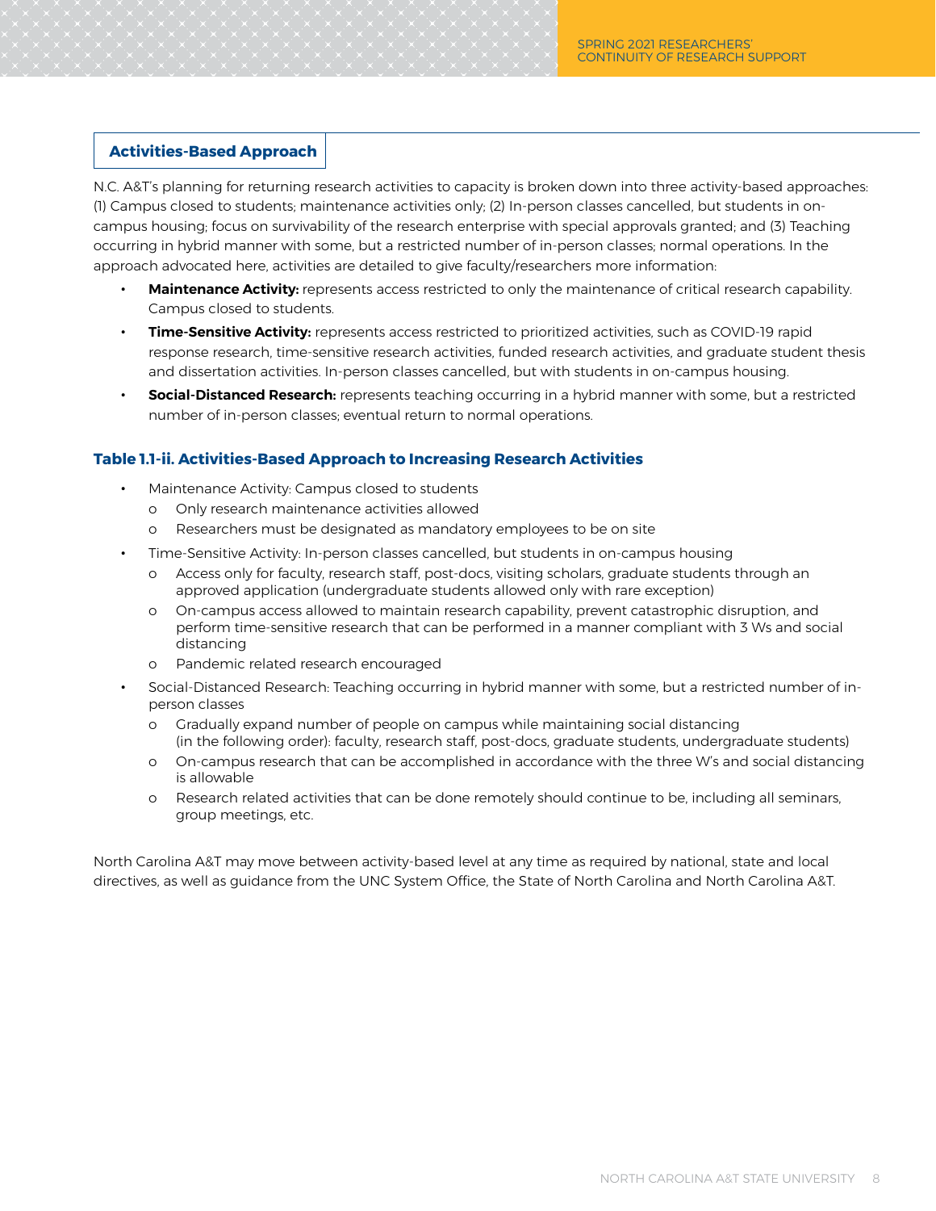## Activities-Based Approach

N.C. A&T's planning for returning research activities to capacity is broken down into three activity-based approaches: (1) Campus closed to students; maintenance activities only; (2) In-person classes cancelled, but students in on-campus housing; focus on survivability of the research enterprise with special approvals granted; and (3) Teaching occurring in hybrid manner with some, but a restricted number of in-person classes; normal operations. In the approach advocated here, activities are detailed to give faculty/researchers more information:

- **Maintenance Activity:** represents access restricted to only the maintenance of critical research capability. Campus closed to students.
- **Time-Sensitive Activity:** represents access restricted to prioritized activities, such as COVID-19 rapid response research, time-sensitive research activities, funded research activities, and graduate student thesis and dissertation activities. In-person classes cancelled, but with students in on-campus housing.
- **Social-Distanced Research:** represents teaching occurring in a hybrid manner with some, but a restricted number of in-person classes; eventual return to normal operations.

### Table 1.1-ii. Activities-Based Approach to Increasing Research Activities

- Maintenance Activity: Campus closed to students
  - Only research maintenance activities allowed
  - Researchers must be designated as mandatory employees to be on site
- Time-Sensitive Activity: In-person classes cancelled, but students in on-campus housing
  - Access only for faculty, research staff, post-docs, visiting scholars, graduate students through an approved application (undergraduate students allowed only with rare exception)
  - On-campus access allowed to maintain research capability, prevent catastrophic disruption, and perform time-sensitive research that can be performed in a manner compliant with 3 Ws and social distancing
  - Pandemic related research encouraged
- Social-Distanced Research: Teaching occurring in hybrid manner with some, but a restricted number of in-person classes
  - Gradually expand number of people on campus while maintaining social distancing (in the following order): faculty, research staff, post-docs, graduate students, undergraduate students)
  - On-campus research that can be accomplished in accordance with the three W's and social distancing is allowable
  - Research related activities that can be done remotely should continue to be, including all seminars, group meetings, etc.

North Carolina A&T may move between activity-based level at any time as required by national, state and local directives, as well as guidance from the UNC System Office, the State of North Carolina and North Carolina A&T.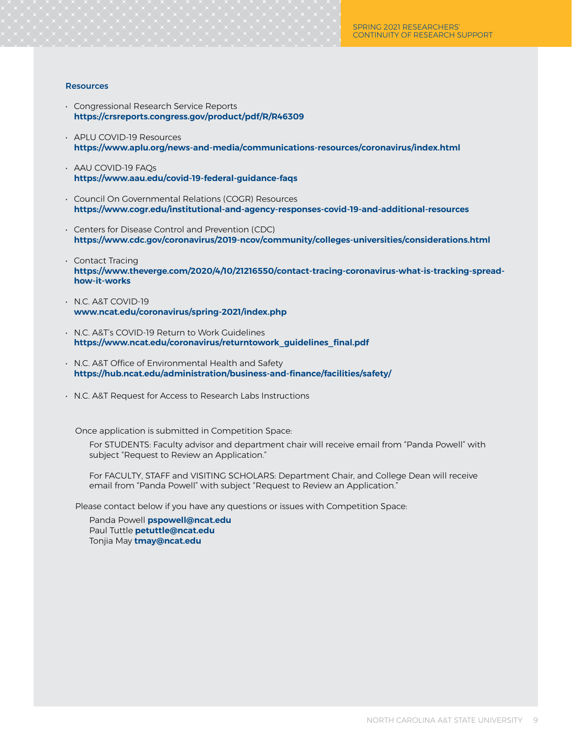### Resources

- Congressional Research Service Reports
  **https://crsreports.congress.gov/product/pdf/R/R46309**

- APLU COVID-19 Resources
  **https://www.aplu.org/news-and-media/communications-resources/coronavirus/index.html**

- AAU COVID-19 FAQs
  **https://www.aau.edu/covid-19-federal-guidance-faqs**

- Council On Governmental Relations (COGR) Resources
  **https://www.cogr.edu/institutional-and-agency-responses-covid-19-and-additional-resources**

- Centers for Disease Control and Prevention (CDC)
  **https://www.cdc.gov/coronavirus/2019-ncov/community/colleges-universities/considerations.html**

- Contact Tracing
  **https://www.theverge.com/2020/4/10/21216550/contact-tracing-coronavirus-what-is-tracking-spread-how-it-works**

- N.C. A&T COVID-19
  **www.ncat.edu/coronavirus/spring-2021/index.php**

- N.C. A&T's COVID-19 Return to Work Guidelines
  **https://www.ncat.edu/coronavirus/returntowork_guidelines_final.pdf**

- N.C. A&T Office of Environmental Health and Safety
  **https://hub.ncat.edu/administration/business-and-finance/facilities/safety/**

- N.C. A&T Request for Access to Research Labs Instructions

  Once application is submitted in Competition Space:

  For STUDENTS: Faculty advisor and department chair will receive email from "Panda Powell" with subject "Request to Review an Application."

  For FACULTY, STAFF and VISITING SCHOLARS: Department Chair, and College Dean will receive email from "Panda Powell" with subject "Request to Review an Application."

  Please contact below if you have any questions or issues with Competition Space:

  Panda Powell **pspowell@ncat.edu**
  Paul Tuttle **petuttle@ncat.edu**
  Tonjia May **tmay@ncat.edu**